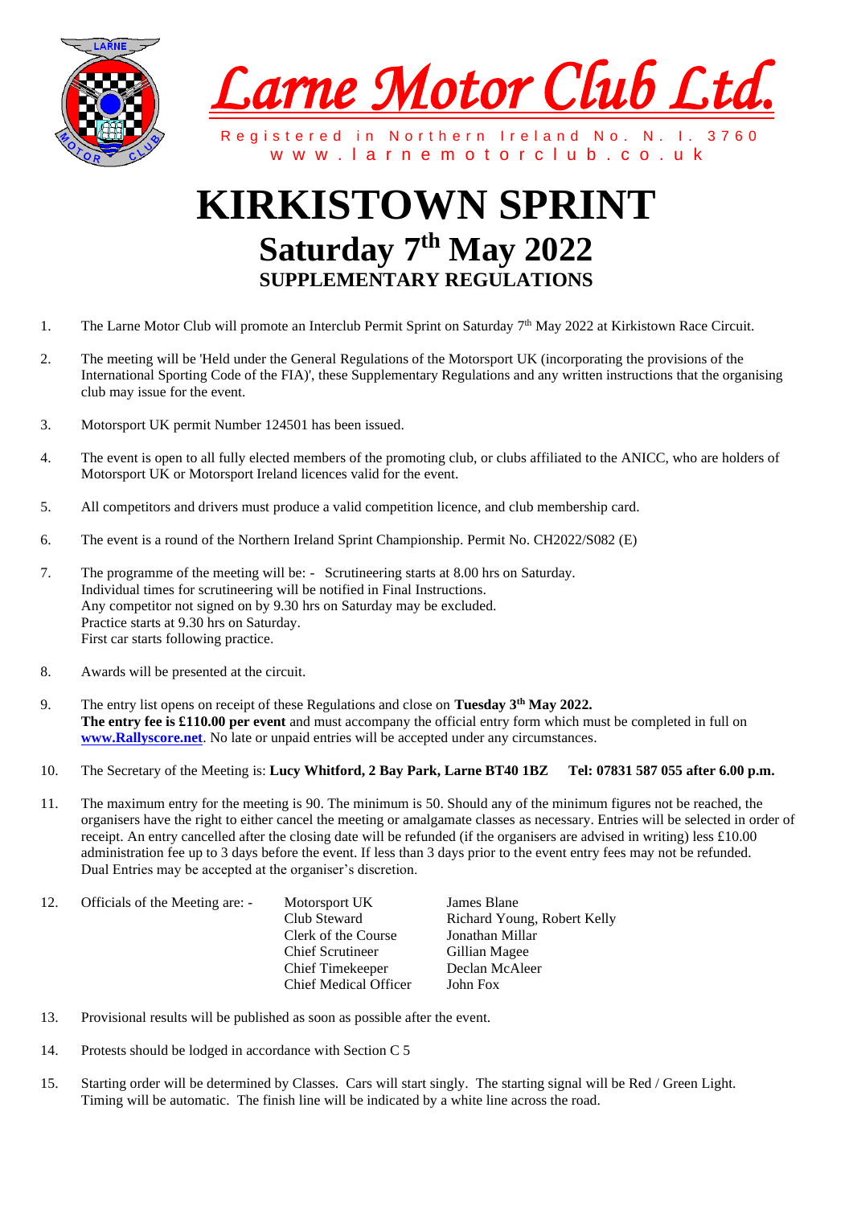# Larne Motor Club Ltd.

Registered in Northern Ireland No. N. I. 3760
www.larnemotorclub.co.uk

# KIRKISTOWN SPRINT

## Saturday 7th May 2022

### SUPPLEMENTARY REGULATIONS

1. The Larne Motor Club will promote an Interclub Permit Sprint on Saturday 7th May 2022 at Kirkistown Race Circuit.

2. The meeting will be 'Held under the General Regulations of the Motorsport UK (incorporating the provisions of the International Sporting Code of the FIA)', these Supplementary Regulations and any written instructions that the organising club may issue for the event.

3. Motorsport UK permit Number 124501 has been issued.

4. The event is open to all fully elected members of the promoting club, or clubs affiliated to the ANICC, who are holders of Motorsport UK or Motorsport Ireland licences valid for the event.

5. All competitors and drivers must produce a valid competition licence, and club membership card.

6. The event is a round of the Northern Ireland Sprint Championship. Permit No. CH2022/S082 (E)

7. The programme of the meeting will be: - Scrutineering starts at 8.00 hrs on Saturday.
   Individual times for scrutineering will be notified in Final Instructions.
   Any competitor not signed on by 9.30 hrs on Saturday may be excluded.
   Practice starts at 9.30 hrs on Saturday.
   First car starts following practice.

8. Awards will be presented at the circuit.

9. The entry list opens on receipt of these Regulations and close on **Tuesday 3th May 2022.**
   **The entry fee is £110.00 per event** and must accompany the official entry form which must be completed in full on **www.Rallyscore.net**. No late or unpaid entries will be accepted under any circumstances.

10. The Secretary of the Meeting is: **Lucy Whitford, 2 Bay Park, Larne BT40 1BZ Tel: 07831 587 055 after 6.00 p.m.**

11. The maximum entry for the meeting is 90. The minimum is 50. Should any of the minimum figures not be reached, the organisers have the right to either cancel the meeting or amalgamate classes as necessary. Entries will be selected in order of receipt. An entry cancelled after the closing date will be refunded (if the organisers are advised in writing) less £10.00 administration fee up to 3 days before the event. If less than 3 days prior to the event entry fees may not be refunded.
    Dual Entries may be accepted at the organiser's discretion.

12. Officials of the Meeting are: -

| | |
|---|---|
| Motorsport UK | James Blane |
| Club Steward | Richard Young, Robert Kelly |
| Clerk of the Course | Jonathan Millar |
| Chief Scrutineer | Gillian Magee |
| Chief Timekeeper | Declan McAleer |
| Chief Medical Officer | John Fox |

13. Provisional results will be published as soon as possible after the event.

14. Protests should be lodged in accordance with Section C 5

15. Starting order will be determined by Classes. Cars will start singly. The starting signal will be Red / Green Light. Timing will be automatic. The finish line will be indicated by a white line across the road.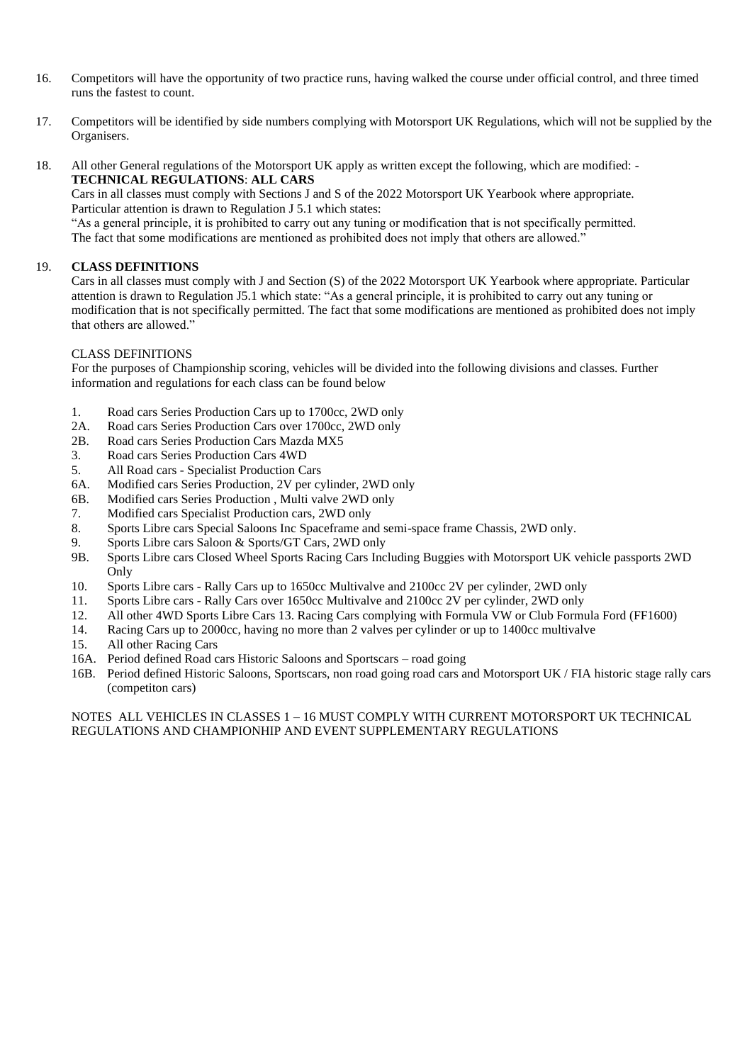16. Competitors will have the opportunity of two practice runs, having walked the course under official control, and three timed runs the fastest to count.

17. Competitors will be identified by side numbers complying with Motorsport UK Regulations, which will not be supplied by the Organisers.

18. All other General regulations of the Motorsport UK apply as written except the following, which are modified: -
**TECHNICAL REGULATIONS**: **ALL CARS**
Cars in all classes must comply with Sections J and S of the 2022 Motorsport UK Yearbook where appropriate.
Particular attention is drawn to Regulation J 5.1 which states:
"As a general principle, it is prohibited to carry out any tuning or modification that is not specifically permitted.
The fact that some modifications are mentioned as prohibited does not imply that others are allowed."

19. **CLASS DEFINITIONS**
Cars in all classes must comply with J and Section (S) of the 2022 Motorsport UK Yearbook where appropriate. Particular attention is drawn to Regulation J5.1 which state: "As a general principle, it is prohibited to carry out any tuning or modification that is not specifically permitted. The fact that some modifications are mentioned as prohibited does not imply that others are allowed."

CLASS DEFINITIONS
For the purposes of Championship scoring, vehicles will be divided into the following divisions and classes. Further information and regulations for each class can be found below

- 1. Road cars Series Production Cars up to 1700cc, 2WD only
- 2A. Road cars Series Production Cars over 1700cc, 2WD only
- 2B. Road cars Series Production Cars Mazda MX5
- 3. Road cars Series Production Cars 4WD
- 5. All Road cars - Specialist Production Cars
- 6A. Modified cars Series Production, 2V per cylinder, 2WD only
- 6B. Modified cars Series Production , Multi valve 2WD only
- 7. Modified cars Specialist Production cars, 2WD only
- 8. Sports Libre cars Special Saloons Inc Spaceframe and semi-space frame Chassis, 2WD only.
- 9. Sports Libre cars Saloon & Sports/GT Cars, 2WD only
- 9B. Sports Libre cars Closed Wheel Sports Racing Cars Including Buggies with Motorsport UK vehicle passports 2WD Only
- 10. Sports Libre cars - Rally Cars up to 1650cc Multivalve and 2100cc 2V per cylinder, 2WD only
- 11. Sports Libre cars - Rally Cars over 1650cc Multivalve and 2100cc 2V per cylinder, 2WD only
- 12. All other 4WD Sports Libre Cars 13. Racing Cars complying with Formula VW or Club Formula Ford (FF1600)
- 14. Racing Cars up to 2000cc, having no more than 2 valves per cylinder or up to 1400cc multivalve
- 15. All other Racing Cars
- 16A. Period defined Road cars Historic Saloons and Sportscars – road going
- 16B. Period defined Historic Saloons, Sportscars, non road going road cars and Motorsport UK / FIA historic stage rally cars (competiton cars)

NOTES ALL VEHICLES IN CLASSES 1 – 16 MUST COMPLY WITH CURRENT MOTORSPORT UK TECHNICAL REGULATIONS AND CHAMPIONHIP AND EVENT SUPPLEMENTARY REGULATIONS